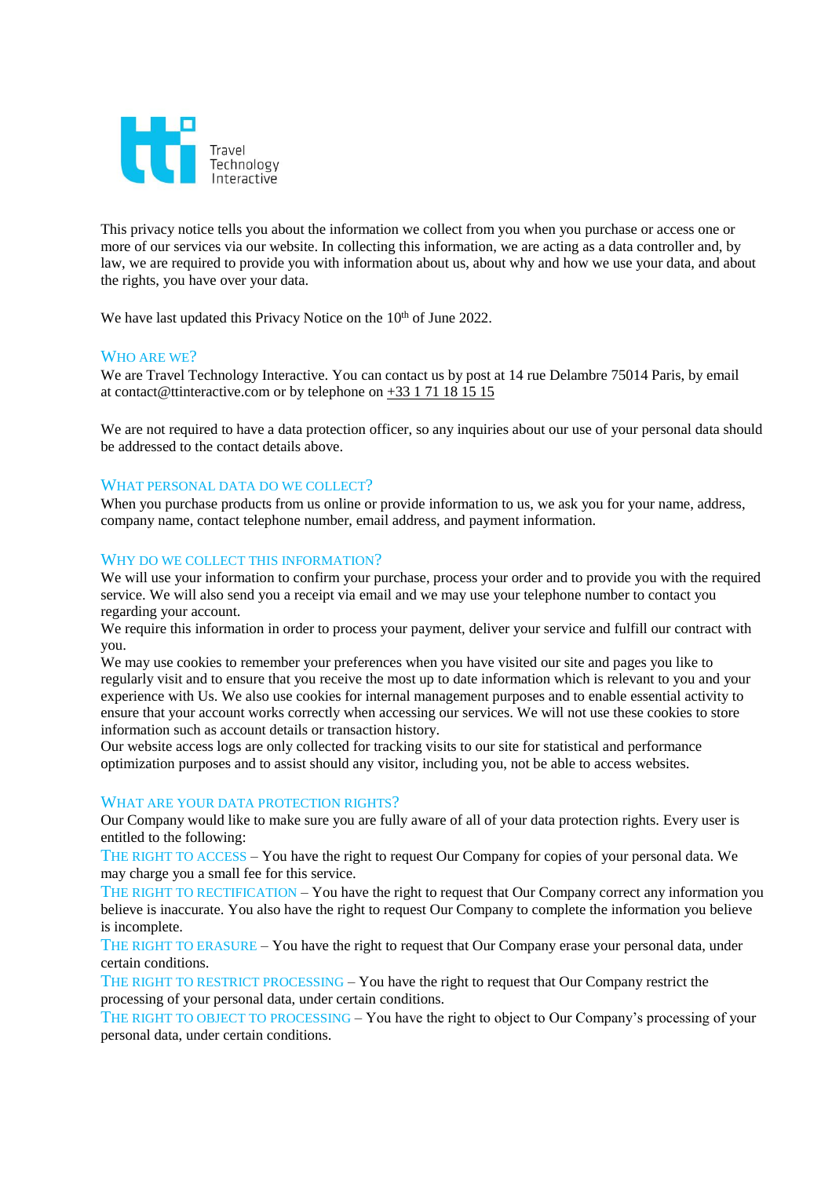Travel Technology Interactive

This privacy notice tells you about the information we collect from you when you purchase or access one or more of our services via our website. In collecting this information, we are acting as a data controller and, by law, we are required to provide you with information about us, about why and how we use your data, and about the rights, you have over your data.

We have last updated this Privacy Notice on the 10th of June 2022.

## Who are we?

We are Travel Technology Interactive. You can contact us by post at 14 rue Delambre 75014 Paris, by email at contact@ttinteractive.com or by telephone on +33 1 71 18 15 15

We are not required to have a data protection officer, so any inquiries about our use of your personal data should be addressed to the contact details above.

## What personal data do we collect?

When you purchase products from us online or provide information to us, we ask you for your name, address, company name, contact telephone number, email address, and payment information.

## Why do we collect this information?

We will use your information to confirm your purchase, process your order and to provide you with the required service. We will also send you a receipt via email and we may use your telephone number to contact you regarding your account.

We require this information in order to process your payment, deliver your service and fulfill our contract with you.

We may use cookies to remember your preferences when you have visited our site and pages you like to regularly visit and to ensure that you receive the most up to date information which is relevant to you and your experience with Us. We also use cookies for internal management purposes and to enable essential activity to ensure that your account works correctly when accessing our services. We will not use these cookies to store information such as account details or transaction history.

Our website access logs are only collected for tracking visits to our site for statistical and performance optimization purposes and to assist should any visitor, including you, not be able to access websites.

## What are your data protection rights?

Our Company would like to make sure you are fully aware of all of your data protection rights. Every user is entitled to the following:

**The right to access** – You have the right to request Our Company for copies of your personal data. We may charge you a small fee for this service.

**The right to rectification** – You have the right to request that Our Company correct any information you believe is inaccurate. You also have the right to request Our Company to complete the information you believe is incomplete.

**The right to erasure** – You have the right to request that Our Company erase your personal data, under certain conditions.

**The right to restrict processing** – You have the right to request that Our Company restrict the processing of your personal data, under certain conditions.

**The right to object to processing** – You have the right to object to Our Company's processing of your personal data, under certain conditions.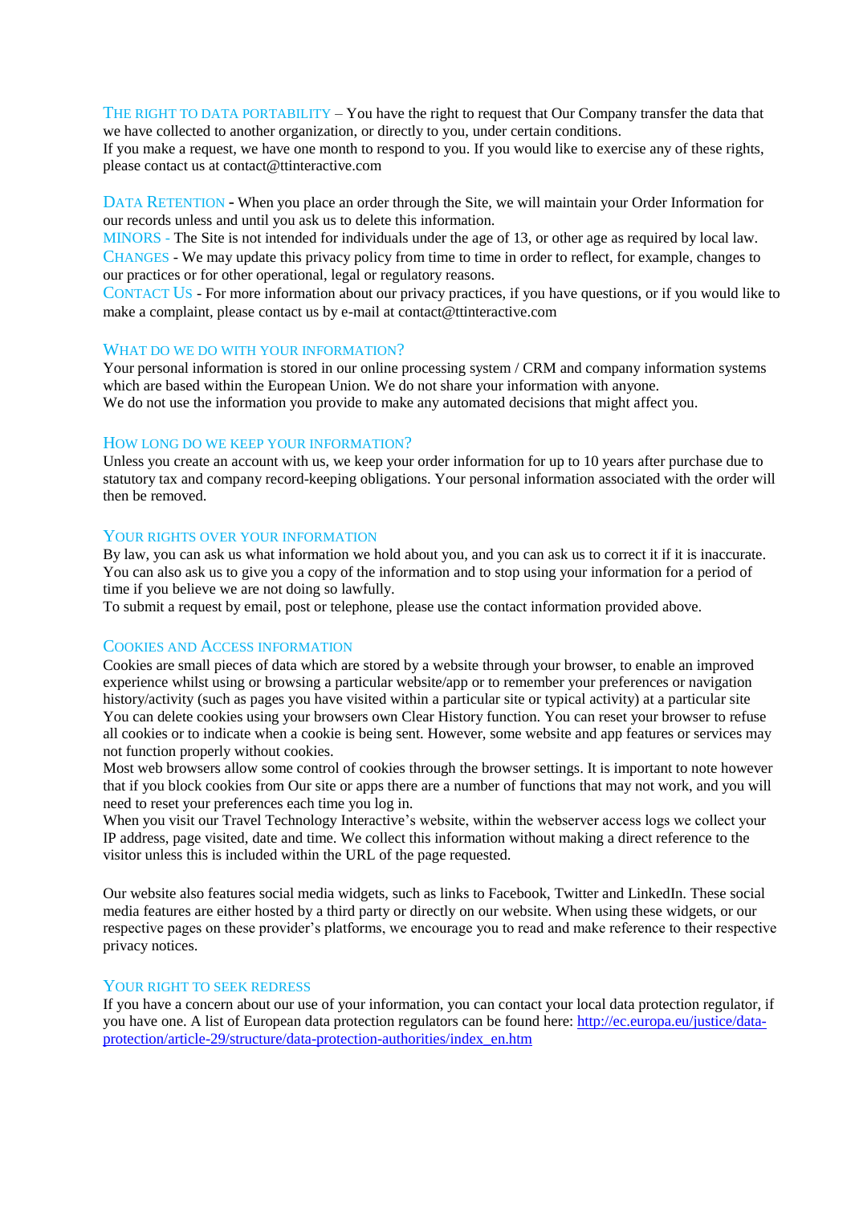THE RIGHT TO DATA PORTABILITY – You have the right to request that Our Company transfer the data that we have collected to another organization, or directly to you, under certain conditions.
If you make a request, we have one month to respond to you. If you would like to exercise any of these rights, please contact us at contact@ttinteractive.com

DATA RETENTION - When you place an order through the Site, we will maintain your Order Information for our records unless and until you ask us to delete this information.
MINORS - The Site is not intended for individuals under the age of 13, or other age as required by local law.
CHANGES - We may update this privacy policy from time to time in order to reflect, for example, changes to our practices or for other operational, legal or regulatory reasons.
CONTACT US - For more information about our privacy practices, if you have questions, or if you would like to make a complaint, please contact us by e-mail at contact@ttinteractive.com

## WHAT DO WE DO WITH YOUR INFORMATION?

Your personal information is stored in our online processing system / CRM and company information systems which are based within the European Union. We do not share your information with anyone.
We do not use the information you provide to make any automated decisions that might affect you.

## HOW LONG DO WE KEEP YOUR INFORMATION?

Unless you create an account with us, we keep your order information for up to 10 years after purchase due to statutory tax and company record-keeping obligations. Your personal information associated with the order will then be removed.

## YOUR RIGHTS OVER YOUR INFORMATION

By law, you can ask us what information we hold about you, and you can ask us to correct it if it is inaccurate. You can also ask us to give you a copy of the information and to stop using your information for a period of time if you believe we are not doing so lawfully.
To submit a request by email, post or telephone, please use the contact information provided above.

## COOKIES AND ACCESS INFORMATION

Cookies are small pieces of data which are stored by a website through your browser, to enable an improved experience whilst using or browsing a particular website/app or to remember your preferences or navigation history/activity (such as pages you have visited within a particular site or typical activity) at a particular site
You can delete cookies using your browsers own Clear History function. You can reset your browser to refuse all cookies or to indicate when a cookie is being sent. However, some website and app features or services may not function properly without cookies.
Most web browsers allow some control of cookies through the browser settings. It is important to note however that if you block cookies from Our site or apps there are a number of functions that may not work, and you will need to reset your preferences each time you log in.
When you visit our Travel Technology Interactive's website, within the webserver access logs we collect your IP address, page visited, date and time. We collect this information without making a direct reference to the visitor unless this is included within the URL of the page requested.

Our website also features social media widgets, such as links to Facebook, Twitter and LinkedIn. These social media features are either hosted by a third party or directly on our website. When using these widgets, or our respective pages on these provider's platforms, we encourage you to read and make reference to their respective privacy notices.

## YOUR RIGHT TO SEEK REDRESS

If you have a concern about our use of your information, you can contact your local data protection regulator, if you have one. A list of European data protection regulators can be found here: [http://ec.europa.eu/justice/data-protection/article-29/structure/data-protection-authorities/index_en.htm](http://ec.europa.eu/justice/data-protection/article-29/structure/data-protection-authorities/index_en.htm)